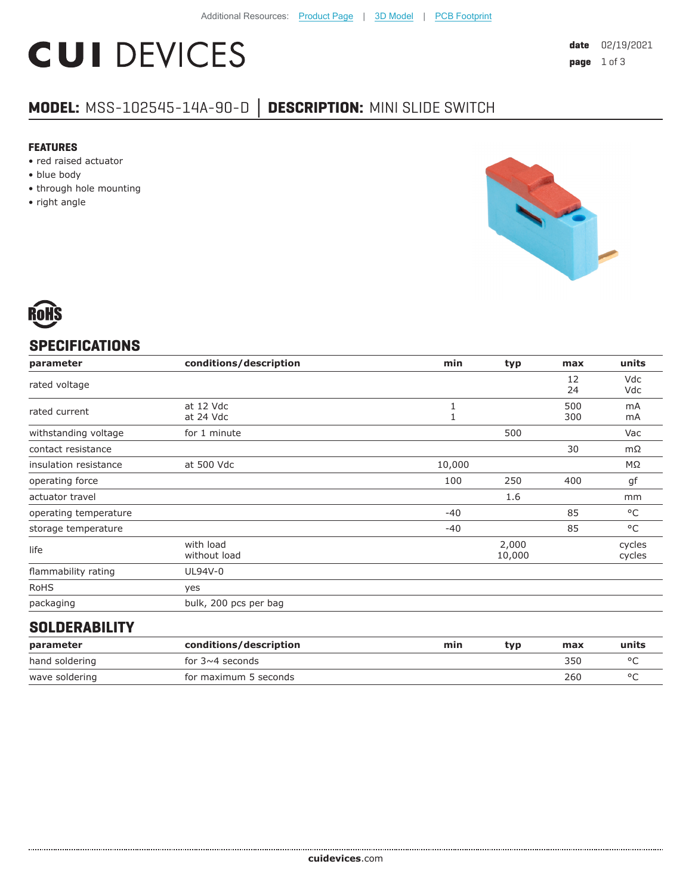Additional Resources: Product Page | 3D Model | PCB Footprint

# CUI DEVICES

**date** 02/19/2021
**page** 1 of 3

## MODEL: MSS-102545-14A-90-D | DESCRIPTION: MINI SLIDE SWITCH

### FEATURES

- red raised actuator
- blue body
- through hole mounting
- right angle

RoHS

## SPECIFICATIONS

| parameter | conditions/description | min | typ | max | units |
|---|---|---|---|---|---|
| rated voltage | | | | 12<br>24 | Vdc<br>Vdc |
| rated current | at 12 Vdc<br>at 24 Vdc | 1<br>1 | | 500<br>300 | mA<br>mA |
| withstanding voltage | for 1 minute | | 500 | | Vac |
| contact resistance | | | | 30 | mΩ |
| insulation resistance | at 500 Vdc | 10,000 | | | MΩ |
| operating force | | 100 | 250 | 400 | gf |
| actuator travel | | | 1.6 | | mm |
| operating temperature | | -40 | | 85 | °C |
| storage temperature | | -40 | | 85 | °C |
| life | with load<br>without load | | 2,000<br>10,000 | | cycles<br>cycles |
| flammability rating | UL94V-0 | | | | |
| RoHS | yes | | | | |
| packaging | bulk, 200 pcs per bag | | | | |

## SOLDERABILITY

| parameter | conditions/description | min | typ | max | units |
|---|---|---|---|---|---|
| hand soldering | for 3~4 seconds | | | 350 | °C |
| wave soldering | for maximum 5 seconds | | | 260 | °C |

**cuidevices**.com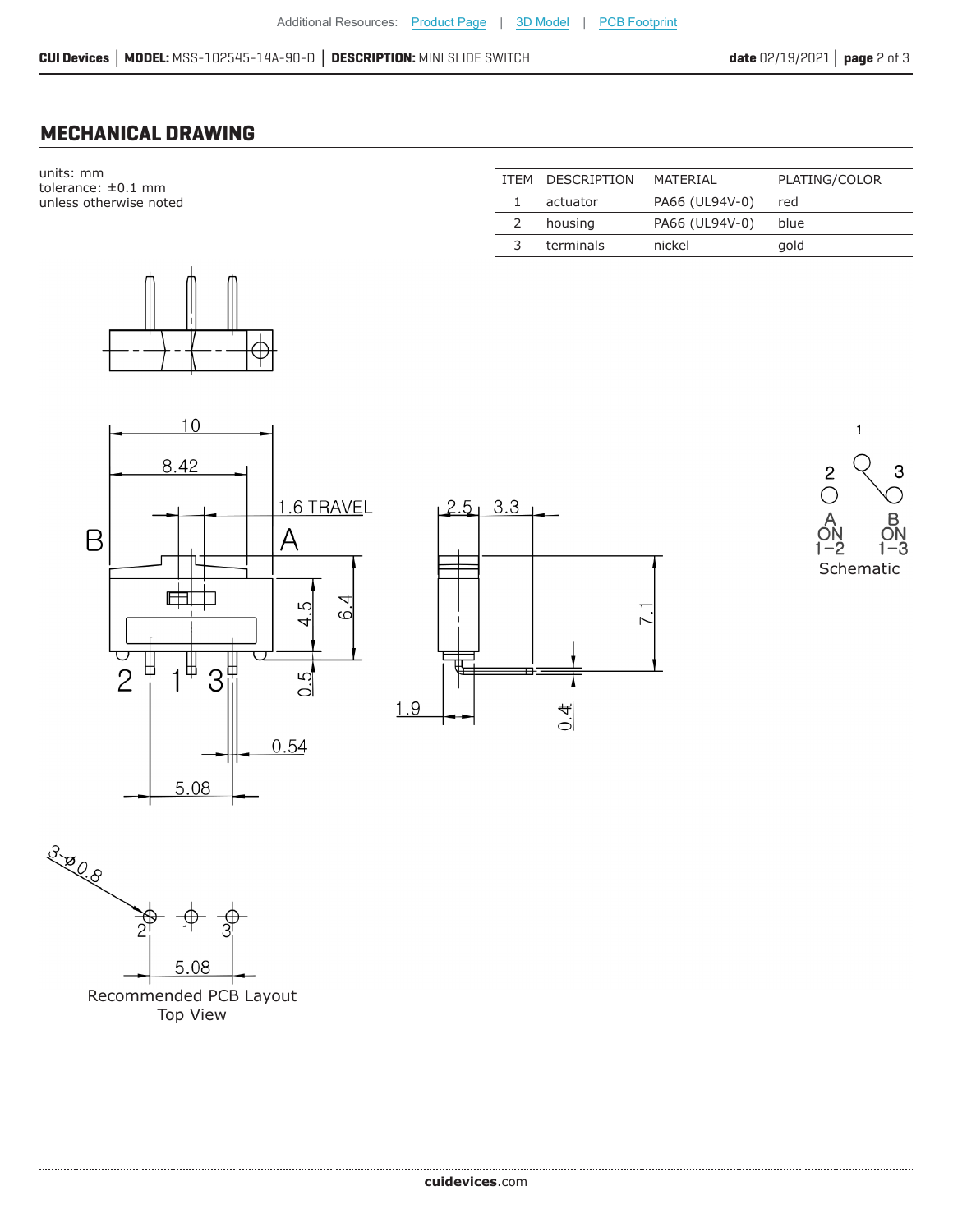## MECHANICAL DRAWING

units: mm
tolerance: ±0.1 mm
unless otherwise noted

| ITEM | DESCRIPTION | MATERIAL | PLATING/COLOR |
|---|---|---|---|
| 1 | actuator | PA66 (UL94V-0) | red |
| 2 | housing | PA66 (UL94V-0) | blue |
| 3 | terminals | nickel | gold |

10
8.42
1.6 TRAVEL
B
A
4.5
6.4
0.5
2 1 3
0.54
5.08
2.5
3.3
7.1
1.9
0.4

1
2
3
A ON 1-2
B ON 1-3
Schematic

3-ø0.8
2 1 3
5.08
Recommended PCB Layout
Top View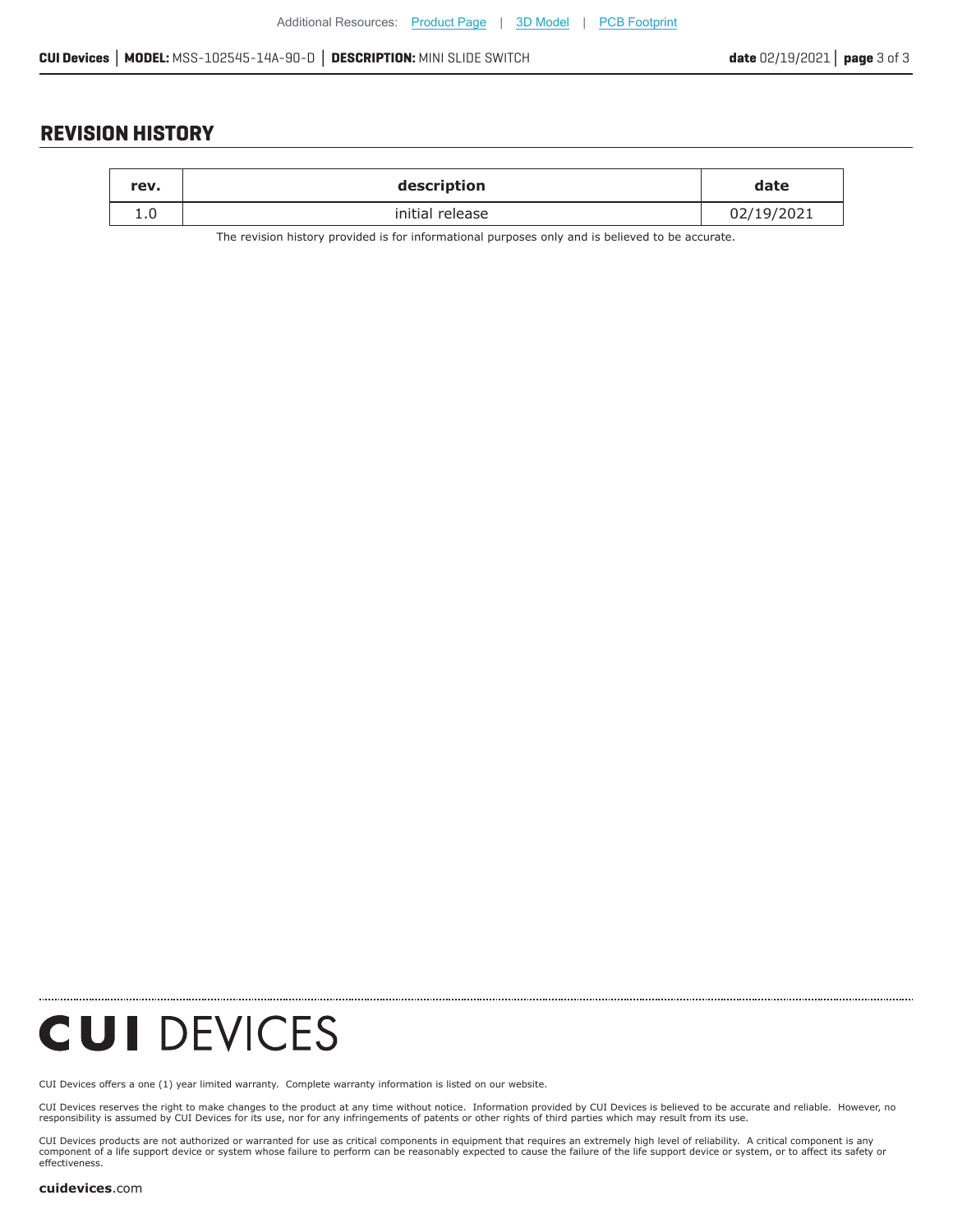## REVISION HISTORY

| rev. | description | date |
| --- | --- | --- |
| 1.0 | initial release | 02/19/2021 |

The revision history provided is for informational purposes only and is believed to be accurate.

**CUI** DEVICES

CUI Devices offers a one (1) year limited warranty. Complete warranty information is listed on our website.

CUI Devices reserves the right to make changes to the product at any time without notice. Information provided by CUI Devices is believed to be accurate and reliable. However, no responsibility is assumed by CUI Devices for its use, nor for any infringements of patents or other rights of third parties which may result from its use.

CUI Devices products are not authorized or warranted for use as critical components in equipment that requires an extremely high level of reliability. A critical component is any component of a life support device or system whose failure to perform can be reasonably expected to cause the failure of the life support device or system, or to affect its safety or effectiveness.

**cuidevices**.com